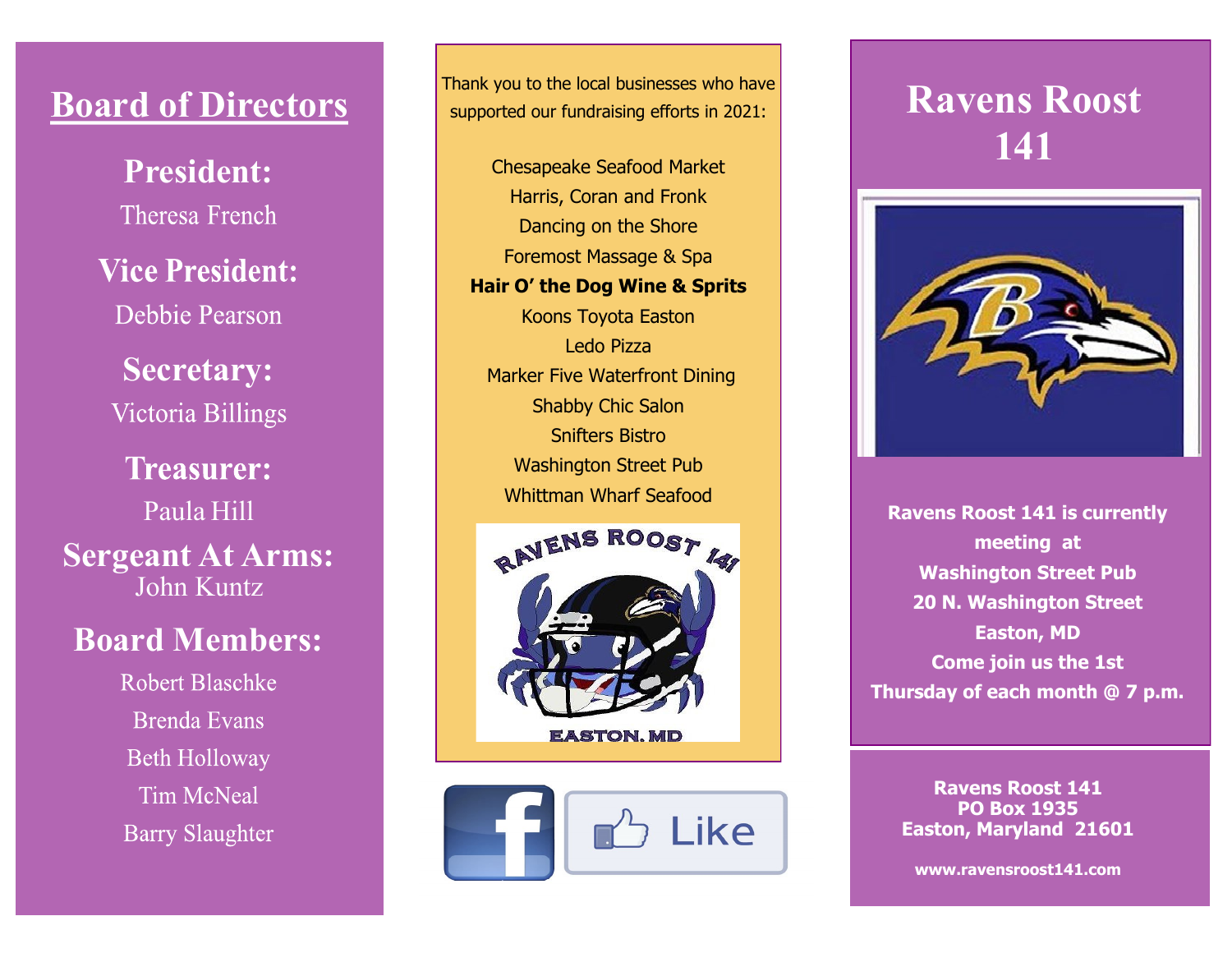## Board of Directors

**President:**
Theresa French

**Vice President:**
Debbie Pearson

**Secretary:**
Victoria Billings

**Treasurer:**
Paula Hill

**Sergeant At Arms:**
John Kuntz

**Board Members:**
Robert Blaschke
Brenda Evans
Beth Holloway
Tim McNeal
Barry Slaughter

Thank you to the local businesses who have supported our fundraising efforts in 2021:

Chesapeake Seafood Market
Harris, Coran and Fronk
Dancing on the Shore
Foremost Massage & Spa
**Hair O' the Dog Wine & Sprits**
Koons Toyota Easton
Ledo Pizza
Marker Five Waterfront Dining
Shabby Chic Salon
Snifters Bistro
Washington Street Pub
Whittman Wharf Seafood

RAVENS ROOST 141

EASTON, MD

Like

# Ravens Roost 141

**Ravens Roost 141 is currently meeting at**
**Washington Street Pub**
**20 N. Washington Street**
**Easton, MD**
**Come join us the 1st Thursday of each month @ 7 p.m.**

**Ravens Roost 141**
**PO Box 1935**
**Easton, Maryland 21601**

**www.ravensroost141.com**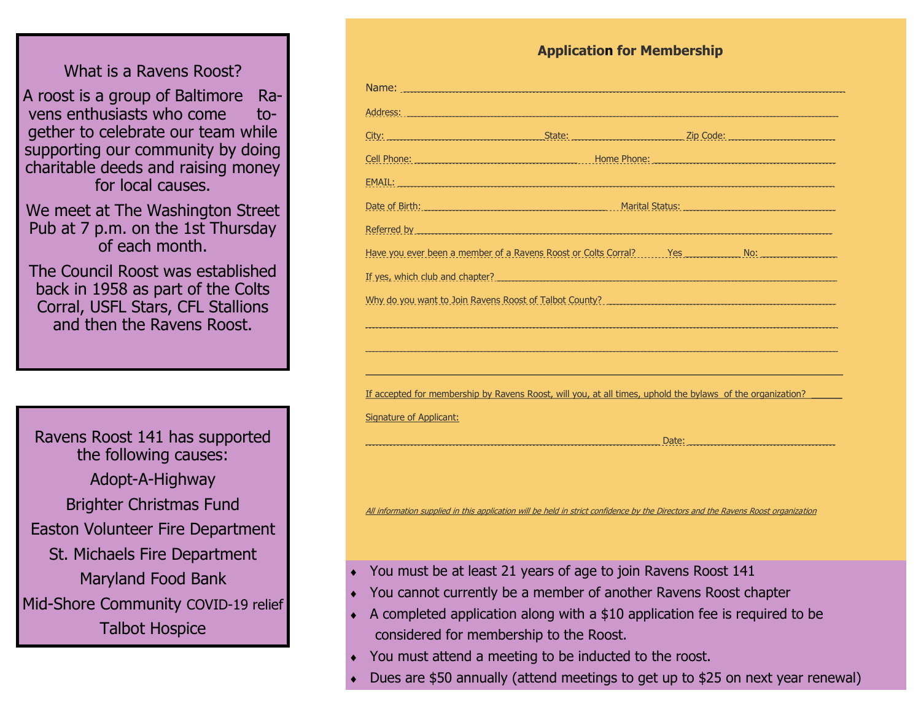## What is a Ravens Roost?

A roost is a group of Baltimore Ravens enthusiasts who come together to celebrate our team while supporting our community by doing charitable deeds and raising money for local causes.

We meet at The Washington Street Pub at 7 p.m. on the 1st Thursday of each month.

The Council Roost was established back in 1958 as part of the Colts Corral, USFL Stars, CFL Stallions and then the Ravens Roost.

Ravens Roost 141 has supported the following causes:

Adopt-A-Highway

Brighter Christmas Fund

Easton Volunteer Fire Department

St. Michaels Fire Department

Maryland Food Bank

Mid-Shore Community COVID-19 relief

Talbot Hospice

## Application for Membership

Name: ____________________________________________

Address: ____________________________________________

City: ____________________ State: ______________ Zip Code: ______________

Cell Phone: ____________________ Home Phone: ____________________

EMAIL: ____________________________________________

Date of Birth: ____________________ Marital Status: ____________________

Referred by ____________________________________________

Have you ever been a member of a Ravens Roost or Colts Corral? Yes ________ No: ________

If yes, which club and chapter? ____________________________________________

Why do you want to Join Ravens Roost of Talbot County? ______________________________

____________________________________________

____________________________________________

____________________________________________

If accepted for membership by Ravens Roost, will you, at all times, uphold the bylaws of the organization? ______

Signature of Applicant:

____________________________________________ Date: ____________________

*All information supplied in this application will be held in strict confidence by the Directors and the Ravens Roost organization*

- You must be at least 21 years of age to join Ravens Roost 141
- You cannot currently be a member of another Ravens Roost chapter
- A completed application along with a $10 application fee is required to be considered for membership to the Roost.
- You must attend a meeting to be inducted to the roost.
- Dues are $50 annually (attend meetings to get up to $25 on next year renewal)